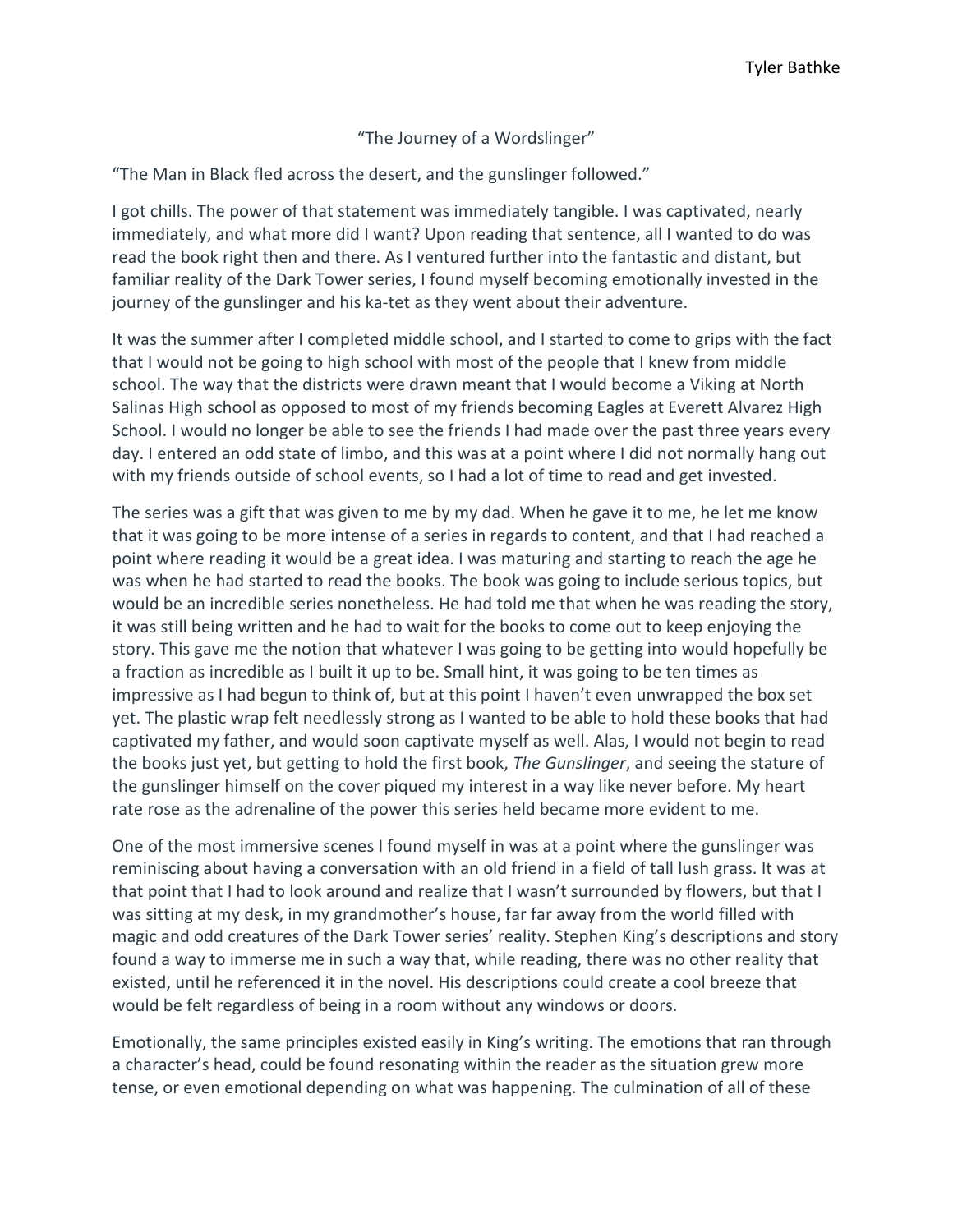Tyler Bathke

“The Journey of a Wordslinger”

“The Man in Black fled across the desert, and the gunslinger followed.”

I got chills. The power of that statement was immediately tangible. I was captivated, nearly immediately, and what more did I want? Upon reading that sentence, all I wanted to do was read the book right then and there. As I ventured further into the fantastic and distant, but familiar reality of the Dark Tower series, I found myself becoming emotionally invested in the journey of the gunslinger and his ka-tet as they went about their adventure.

It was the summer after I completed middle school, and I started to come to grips with the fact that I would not be going to high school with most of the people that I knew from middle school. The way that the districts were drawn meant that I would become a Viking at North Salinas High school as opposed to most of my friends becoming Eagles at Everett Alvarez High School. I would no longer be able to see the friends I had made over the past three years every day. I entered an odd state of limbo, and this was at a point where I did not normally hang out with my friends outside of school events, so I had a lot of time to read and get invested.

The series was a gift that was given to me by my dad. When he gave it to me, he let me know that it was going to be more intense of a series in regards to content, and that I had reached a point where reading it would be a great idea. I was maturing and starting to reach the age he was when he had started to read the books. The book was going to include serious topics, but would be an incredible series nonetheless. He had told me that when he was reading the story, it was still being written and he had to wait for the books to come out to keep enjoying the story. This gave me the notion that whatever I was going to be getting into would hopefully be a fraction as incredible as I built it up to be. Small hint, it was going to be ten times as impressive as I had begun to think of, but at this point I haven’t even unwrapped the box set yet. The plastic wrap felt needlessly strong as I wanted to be able to hold these books that had captivated my father, and would soon captivate myself as well. Alas, I would not begin to read the books just yet, but getting to hold the first book, *The Gunslinger*, and seeing the stature of the gunslinger himself on the cover piqued my interest in a way like never before. My heart rate rose as the adrenaline of the power this series held became more evident to me.

One of the most immersive scenes I found myself in was at a point where the gunslinger was reminiscing about having a conversation with an old friend in a field of tall lush grass. It was at that point that I had to look around and realize that I wasn’t surrounded by flowers, but that I was sitting at my desk, in my grandmother’s house, far far away from the world filled with magic and odd creatures of the Dark Tower series’ reality. Stephen King’s descriptions and story found a way to immerse me in such a way that, while reading, there was no other reality that existed, until he referenced it in the novel. His descriptions could create a cool breeze that would be felt regardless of being in a room without any windows or doors.

Emotionally, the same principles existed easily in King’s writing. The emotions that ran through a character’s head, could be found resonating within the reader as the situation grew more tense, or even emotional depending on what was happening. The culmination of all of these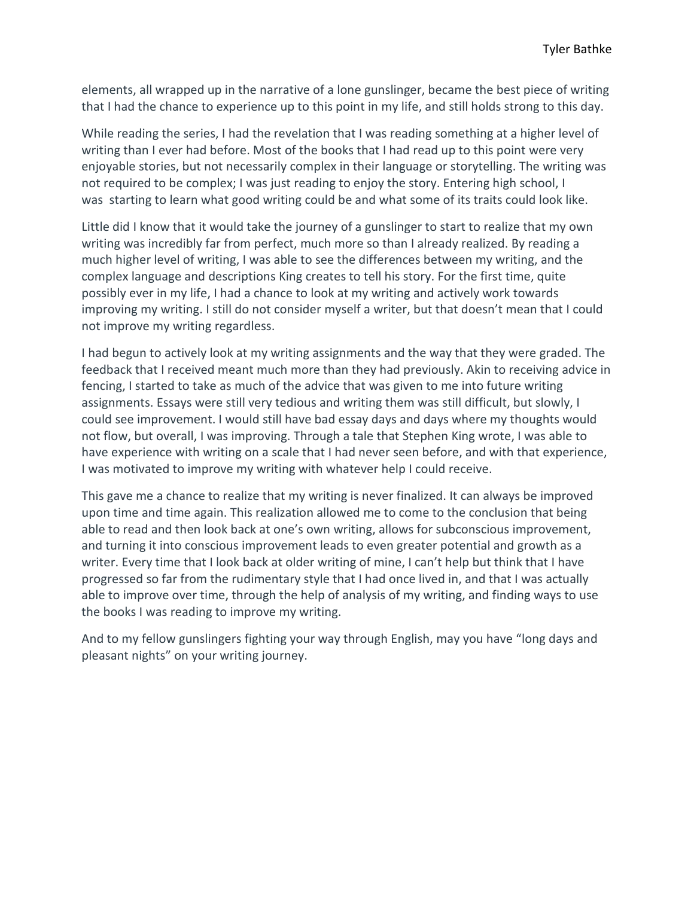elements, all wrapped up in the narrative of a lone gunslinger, became the best piece of writing that I had the chance to experience up to this point in my life, and still holds strong to this day.

While reading the series, I had the revelation that I was reading something at a higher level of writing than I ever had before. Most of the books that I had read up to this point were very enjoyable stories, but not necessarily complex in their language or storytelling. The writing was not required to be complex; I was just reading to enjoy the story. Entering high school, I was starting to learn what good writing could be and what some of its traits could look like.

Little did I know that it would take the journey of a gunslinger to start to realize that my own writing was incredibly far from perfect, much more so than I already realized. By reading a much higher level of writing, I was able to see the differences between my writing, and the complex language and descriptions King creates to tell his story. For the first time, quite possibly ever in my life, I had a chance to look at my writing and actively work towards improving my writing. I still do not consider myself a writer, but that doesn't mean that I could not improve my writing regardless.

I had begun to actively look at my writing assignments and the way that they were graded. The feedback that I received meant much more than they had previously. Akin to receiving advice in fencing, I started to take as much of the advice that was given to me into future writing assignments. Essays were still very tedious and writing them was still difficult, but slowly, I could see improvement. I would still have bad essay days and days where my thoughts would not flow, but overall, I was improving. Through a tale that Stephen King wrote, I was able to have experience with writing on a scale that I had never seen before, and with that experience, I was motivated to improve my writing with whatever help I could receive.

This gave me a chance to realize that my writing is never finalized. It can always be improved upon time and time again. This realization allowed me to come to the conclusion that being able to read and then look back at one's own writing, allows for subconscious improvement, and turning it into conscious improvement leads to even greater potential and growth as a writer. Every time that I look back at older writing of mine, I can't help but think that I have progressed so far from the rudimentary style that I had once lived in, and that I was actually able to improve over time, through the help of analysis of my writing, and finding ways to use the books I was reading to improve my writing.

And to my fellow gunslingers fighting your way through English, may you have "long days and pleasant nights" on your writing journey.